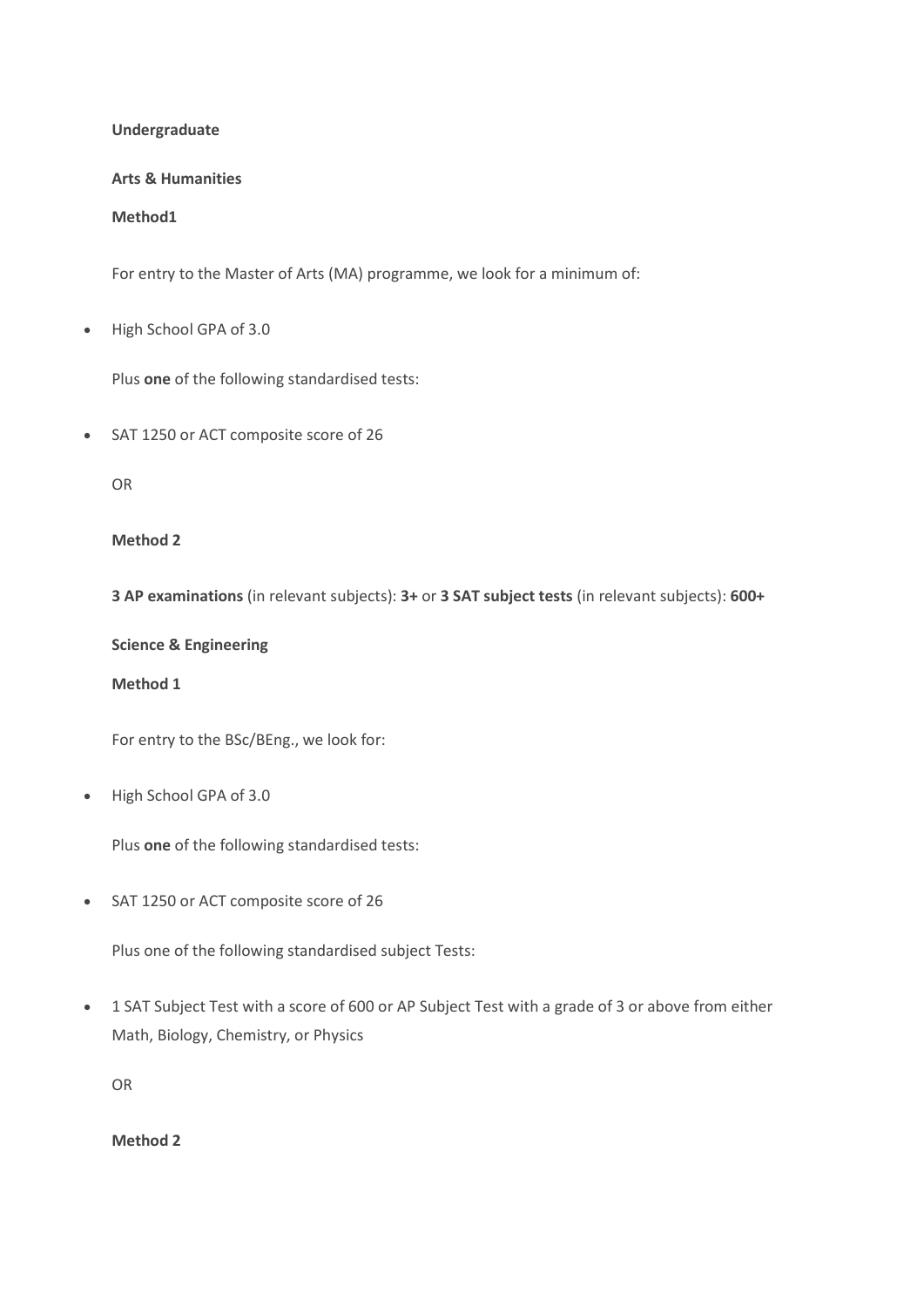**Undergraduate**

**Arts & Humanities**

**Method1**

For entry to the Master of Arts (MA) programme, we look for a minimum of:

- High School GPA of 3.0

Plus **one** of the following standardised tests:

- SAT 1250 or ACT composite score of 26

OR

**Method 2**

**3 AP examinations** (in relevant subjects): **3+** or **3 SAT subject tests** (in relevant subjects): **600+**

**Science & Engineering**

**Method 1**

For entry to the BSc/BEng., we look for:

- High School GPA of 3.0

Plus **one** of the following standardised tests:

- SAT 1250 or ACT composite score of 26

Plus one of the following standardised subject Tests:

- 1 SAT Subject Test with a score of 600 or AP Subject Test with a grade of 3 or above from either Math, Biology, Chemistry, or Physics

OR

**Method 2**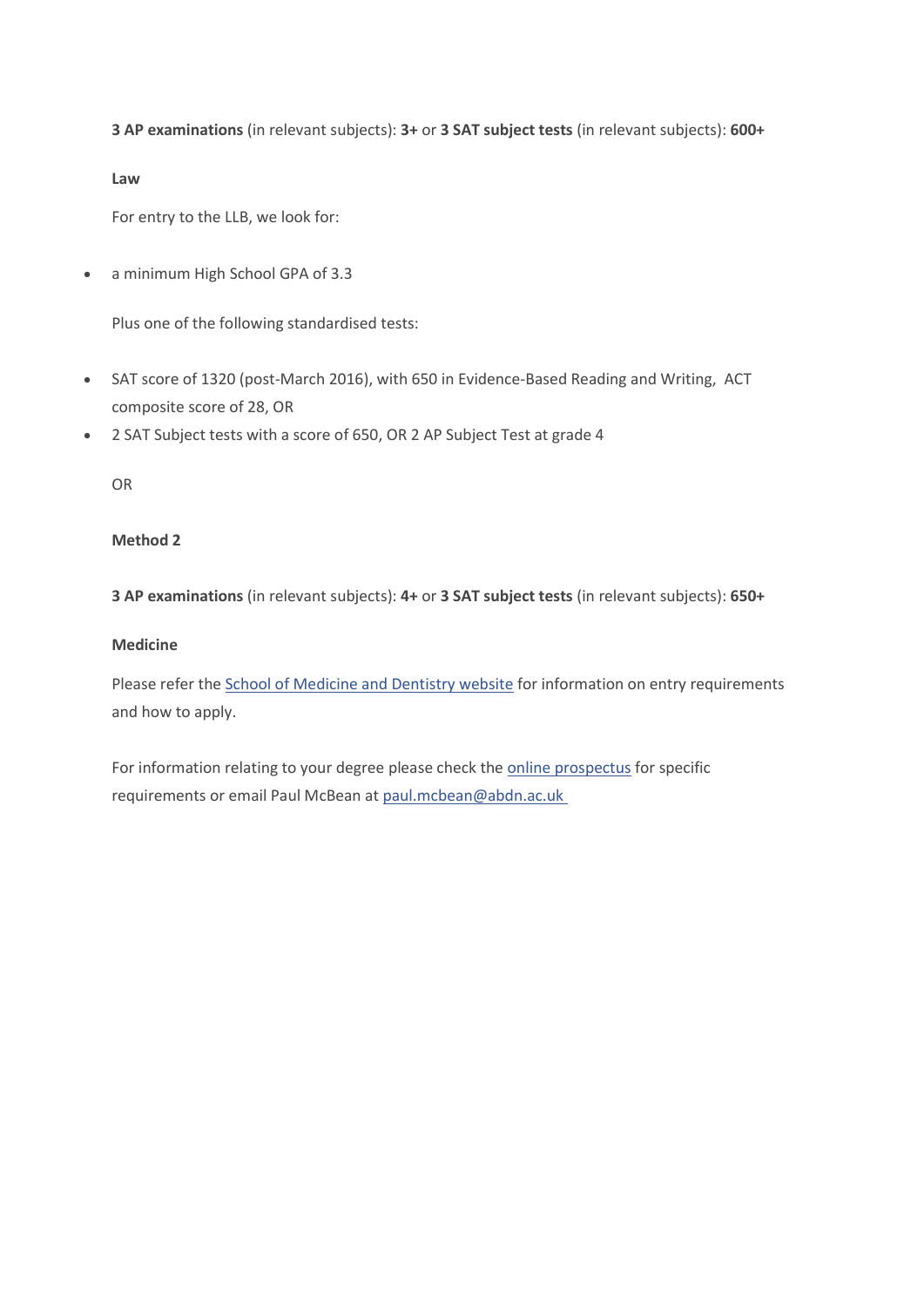**3 AP examinations** (in relevant subjects): **3+** or **3 SAT subject tests** (in relevant subjects): **600+**

**Law**

For entry to the LLB, we look for:

- a minimum High School GPA of 3.3

Plus one of the following standardised tests:

- SAT score of 1320 (post-March 2016), with 650 in Evidence-Based Reading and Writing, ACT composite score of 28, OR
- 2 SAT Subject tests with a score of 650, OR 2 AP Subject Test at grade 4

OR

**Method 2**

**3 AP examinations** (in relevant subjects): **4+** or **3 SAT subject tests** (in relevant subjects): **650+**

**Medicine**

Please refer the School of Medicine and Dentistry website for information on entry requirements and how to apply.

For information relating to your degree please check the online prospectus for specific requirements or email Paul McBean at paul.mcbean@abdn.ac.uk